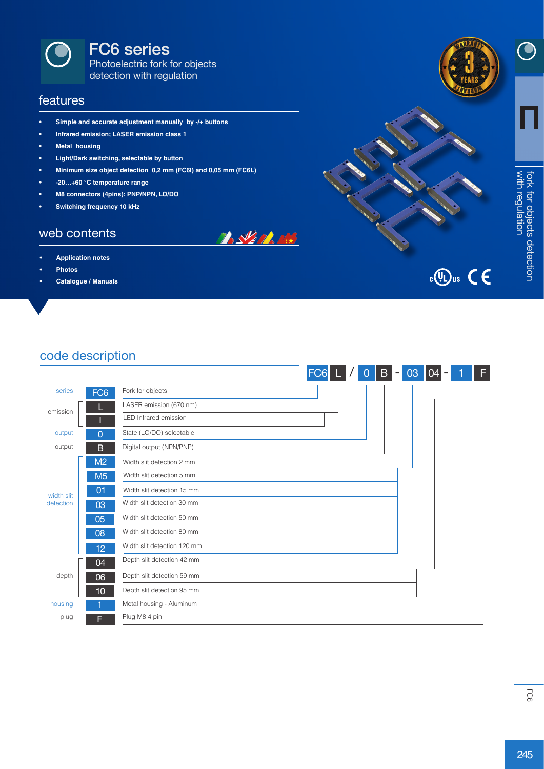# FC6 series

Photoelectric fork for objects detection with regulation

## features

- **Simple and accurate adjustment manually by -/+ buttons**
- **Infrared emission; LASER emission class 1**
- **Metal housing**
- **Light/Dark switching, selectable by button**
- **Minimum size object detection 0,2 mm (FC6I) and 0,05 mm (FC6L)**
- **-20…+60 °C temperature range**
- **M8 connectors (4pins): PNP/NPN, LO/DO**
- **Switching frequency 10 kHz**

## web contents

- **Application notes**
- **Photos**
- **Catalogue / Manuals**

fork for objects detection with regulation

## code description

FC6 L / 0 B - 03 04 - 1 F

| | Code | Description |
|---|---|---|
| series | FC6 | Fork for objects |
| emission | L | LASER emission (670 nm) |
| | I | LED Infrared emission |
| output | 0 | State (LO/DO) selectable |
| output | B | Digital output (NPN/PNP) |
| width slit detection | M2 | Width slit detection 2 mm |
| | M5 | Width slit detection 5 mm |
| | 01 | Width slit detection 15 mm |
| | 03 | Width slit detection 30 mm |
| | 05 | Width slit detection 50 mm |
| | 08 | Width slit detection 80 mm |
| | 12 | Width slit detection 120 mm |
| depth | 04 | Depth slit detection 42 mm |
| | 06 | Depth slit detection 59 mm |
| | 10 | Depth slit detection 95 mm |
| housing | 1 | Metal housing - Aluminum |
| plug | F | Plug M8 4 pin |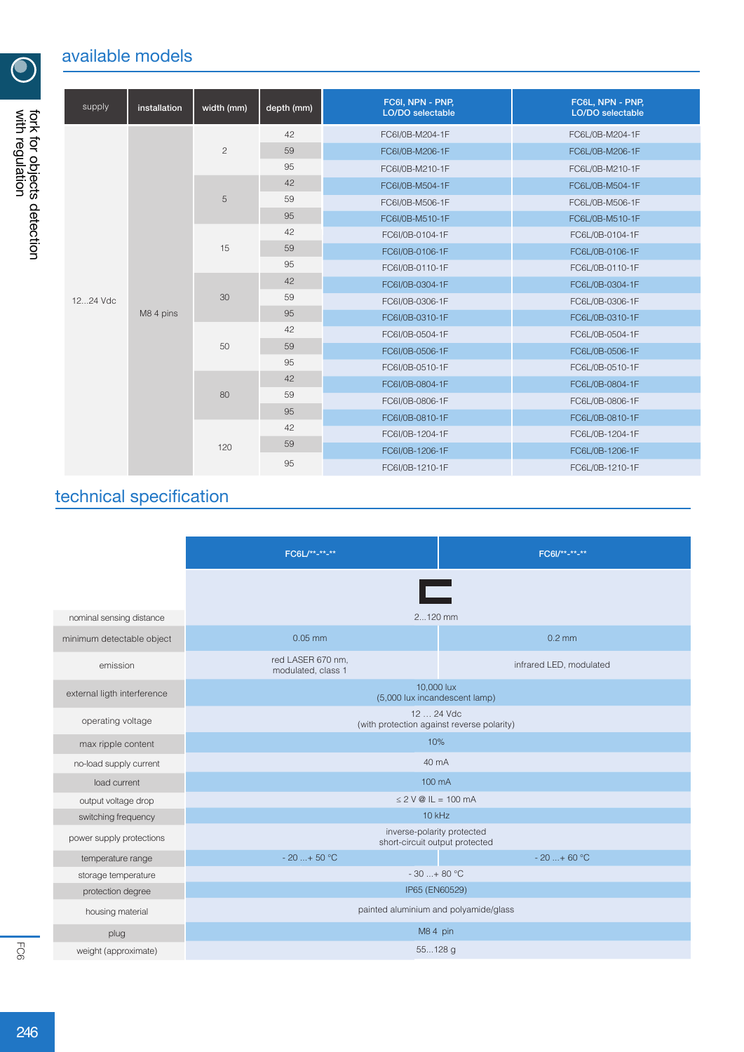## available models

| supply | installation | width (mm) | depth (mm) | FC6I, NPN - PNP, LO/DO selectable | FC6L, NPN - PNP, LO/DO selectable |
|---|---|---|---|---|---|
| 12...24 Vdc | M8 4 pins | 2 | 42 | FC6I/0B-M204-1F | FC6L/0B-M204-1F |
| | | | 59 | FC6I/0B-M206-1F | FC6L/0B-M206-1F |
| | | | 95 | FC6I/0B-M210-1F | FC6L/0B-M210-1F |
| | | 5 | 42 | FC6I/0B-M504-1F | FC6L/0B-M504-1F |
| | | | 59 | FC6I/0B-M506-1F | FC6L/0B-M506-1F |
| | | | 95 | FC6I/0B-M510-1F | FC6L/0B-M510-1F |
| | | 15 | 42 | FC6I/0B-0104-1F | FC6L/0B-0104-1F |
| | | | 59 | FC6I/0B-0106-1F | FC6L/0B-0106-1F |
| | | | 95 | FC6I/0B-0110-1F | FC6L/0B-0110-1F |
| | | 30 | 42 | FC6I/0B-0304-1F | FC6L/0B-0304-1F |
| | | | 59 | FC6I/0B-0306-1F | FC6L/0B-0306-1F |
| | | | 95 | FC6I/0B-0310-1F | FC6L/0B-0310-1F |
| | | 50 | 42 | FC6I/0B-0504-1F | FC6L/0B-0504-1F |
| | | | 59 | FC6I/0B-0506-1F | FC6L/0B-0506-1F |
| | | | 95 | FC6I/0B-0510-1F | FC6L/0B-0510-1F |
| | | 80 | 42 | FC6I/0B-0804-1F | FC6L/0B-0804-1F |
| | | | 59 | FC6I/0B-0806-1F | FC6L/0B-0806-1F |
| | | | 95 | FC6I/0B-0810-1F | FC6L/0B-0810-1F |
| | | 120 | 42 | FC6I/0B-1204-1F | FC6L/0B-1204-1F |
| | | | 59 | FC6I/0B-1206-1F | FC6L/0B-1206-1F |
| | | | 95 | FC6I/0B-1210-1F | FC6L/0B-1210-1F |

## technical specification

| | FC6L/**-**-** | FC6I/**-**-** |
|---|---|---|
| nominal sensing distance | 2...120 mm | |
| minimum detectable object | 0.05 mm | 0.2 mm |
| emission | red LASER 670 nm, modulated, class 1 | infrared LED, modulated |
| external ligth interference | 10,000 lux (5,000 lux incandescent lamp) | |
| operating voltage | 12 … 24 Vdc (with protection against reverse polarity) | |
| max ripple content | 10% | |
| no-load supply current | 40 mA | |
| load current | 100 mA | |
| output voltage drop | ≤ 2 V @ IL = 100 mA | |
| switching frequency | 10 kHz | |
| power supply protections | inverse-polarity protected short-circuit output protected | |
| temperature range | - 20 ...+ 50 °C | - 20 ...+ 60 °C |
| storage temperature | - 30 ...+ 80 °C | |
| protection degree | IP65 (EN60529) | |
| housing material | painted aluminium and polyamide/glass | |
| plug | M8 4 pin | |
| weight (approximate) | 55...128 g | |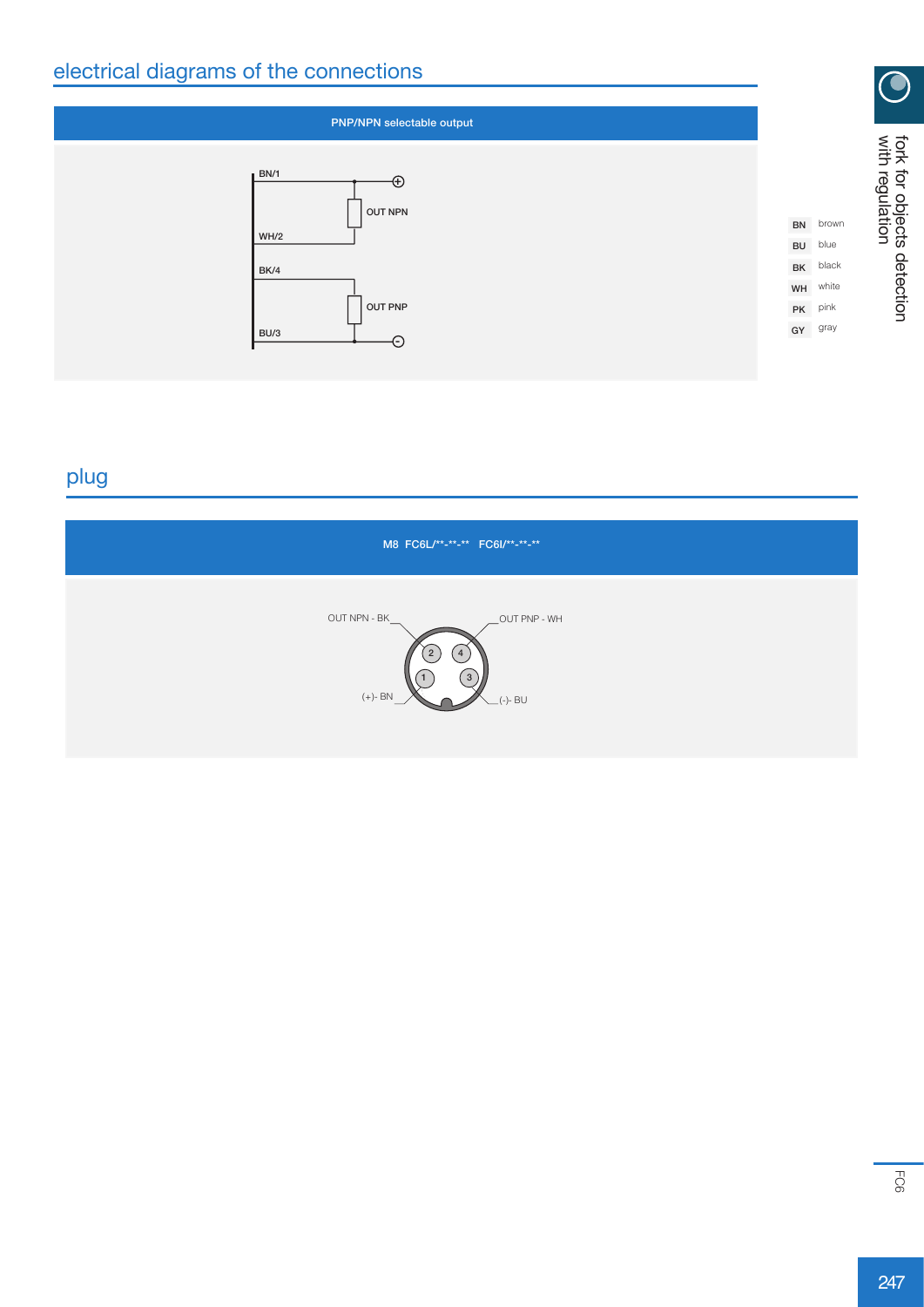## electrical diagrams of the connections

**PNP/NPN selectable output**

BN/1 — ⊕

OUT NPN

WH/2

BK/4

OUT PNP

BU/3 — ⊖

| | |
|---|---|
| BN | brown |
| BU | blue |
| BK | black |
| WH | white |
| PK | pink |
| GY | gray |

## plug

**M8 FC6L/\*\*-\*\*-\*\* FC6I/\*\*-\*\*-\*\***

OUT NPN - BK (2)

OUT PNP - WH (4)

(+)- BN (1)

(-)- BU (3)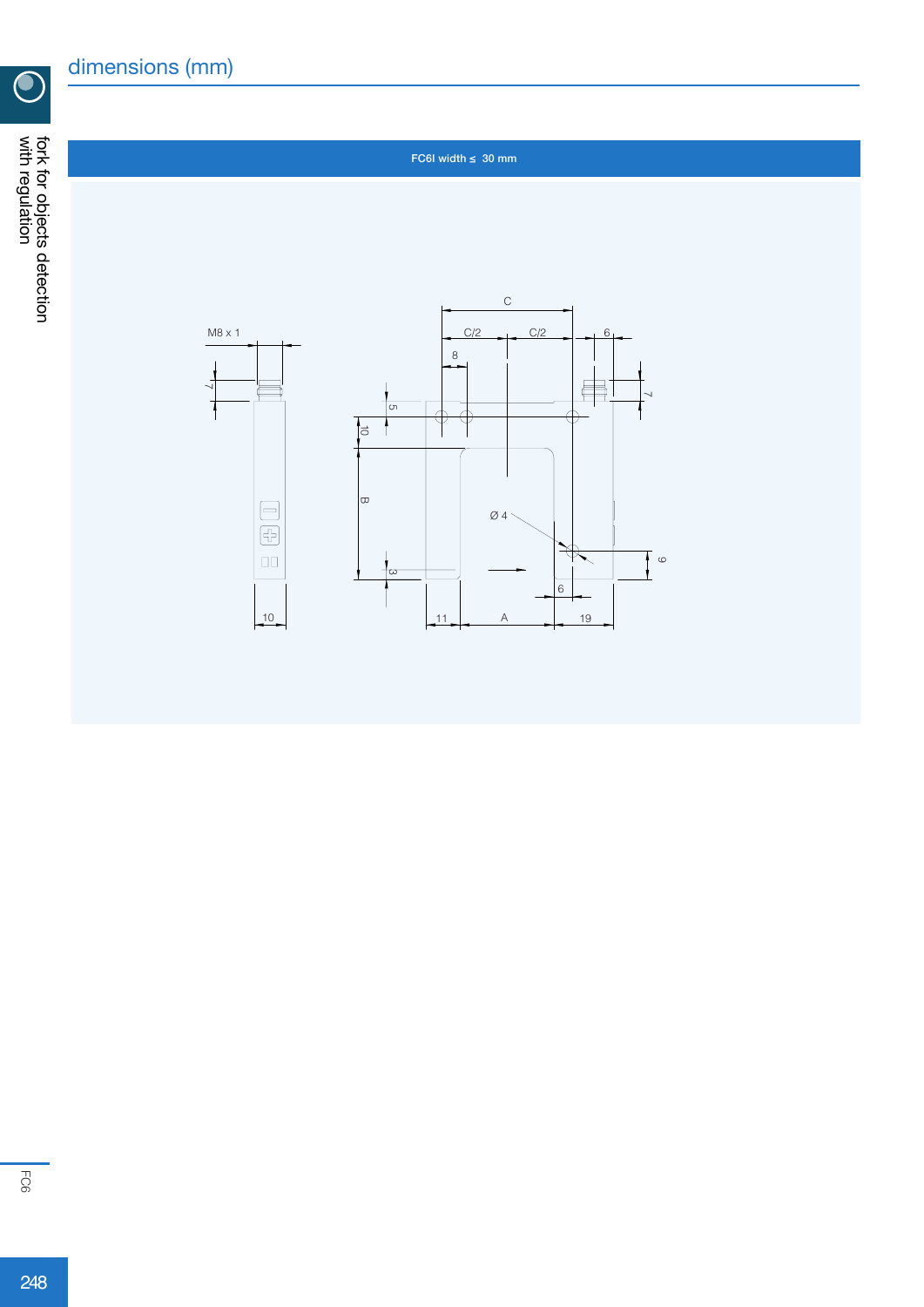## dimensions (mm)

FC6I width ≤ 30 mm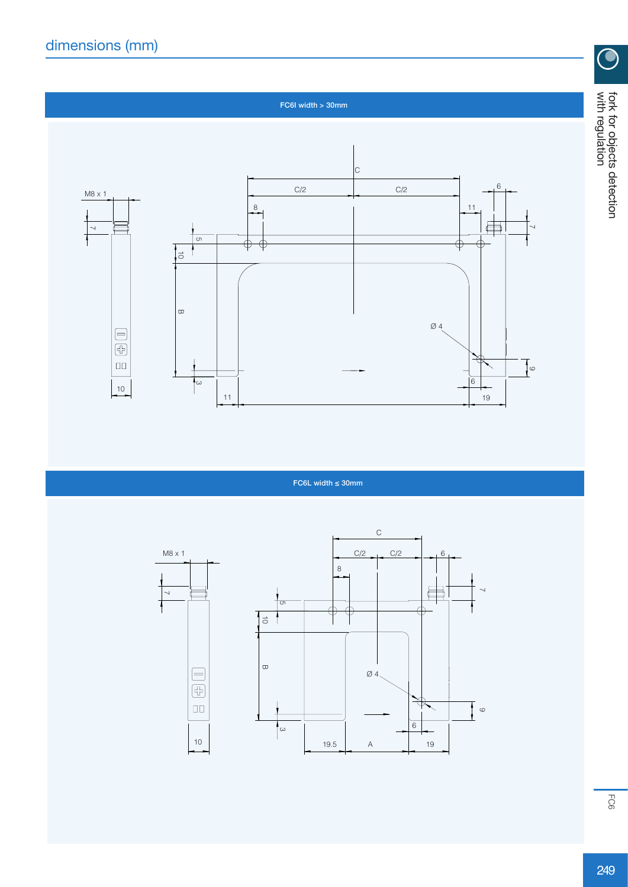## dimensions (mm)

**FC6I width > 30mm**

M8 x 1

7

10

C

C/2 C/2

8

11

6

7

5

10

B

Ø 4

3

9

6

11

19

**FC6L width ≤ 30mm**

M8 x 1

7

10

C

C/2 C/2

8

6

7

5

10

B

Ø 4

3

9

6

19.5 A 19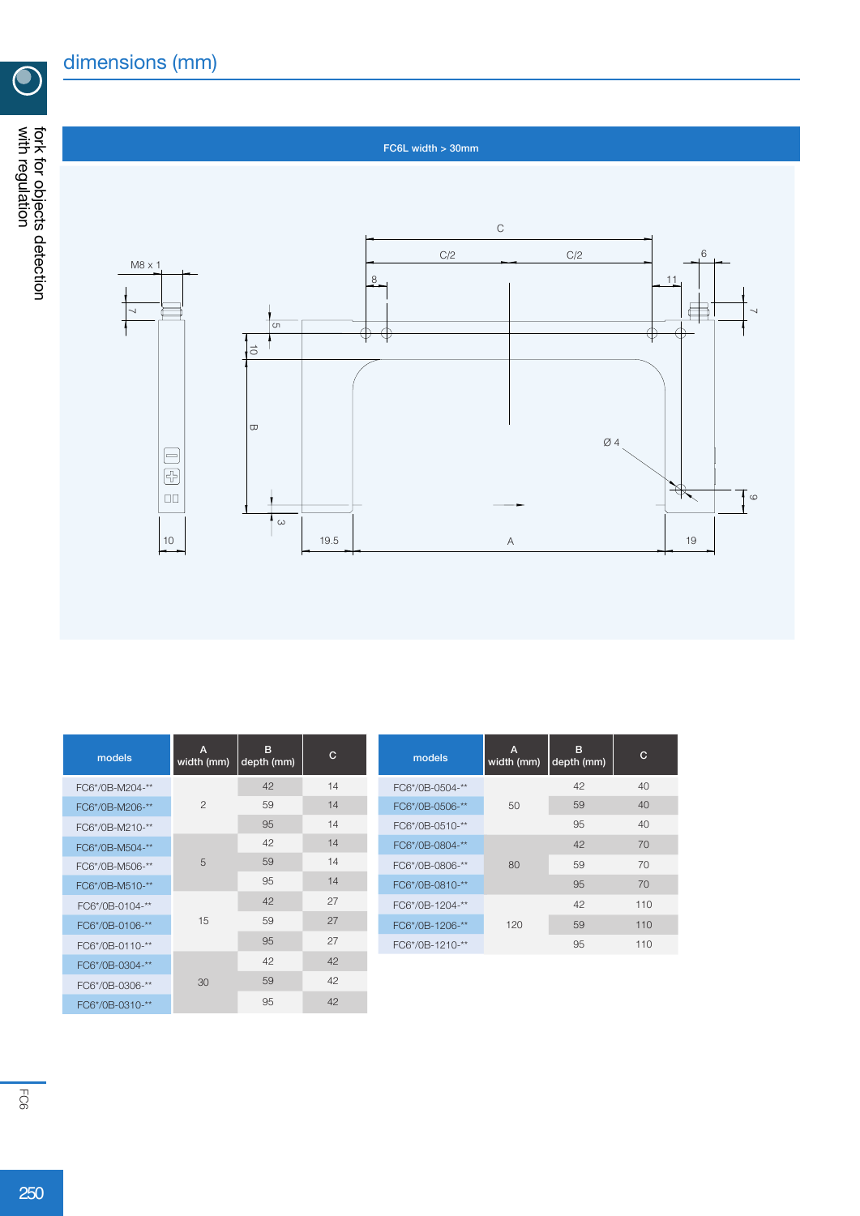## dimensions (mm)

**FC6L width > 30mm**

C
C/2
C/2
M8 x 1
8
11
6
7
5
10
7
B
Ø 4
3
9
10
19.5
A
19

| models | A width (mm) | B depth (mm) | C |
|---|---|---|---|
| FC6*/0B-M204-** | 2 | 42 | 14 |
| FC6*/0B-M206-** | | 59 | 14 |
| FC6*/0B-M210-** | | 95 | 14 |
| FC6*/0B-M504-** | 5 | 42 | 14 |
| FC6*/0B-M506-** | | 59 | 14 |
| FC6*/0B-M510-** | | 95 | 14 |
| FC6*/0B-0104-** | 15 | 42 | 27 |
| FC6*/0B-0106-** | | 59 | 27 |
| FC6*/0B-0110-** | | 95 | 27 |
| FC6*/0B-0304-** | 30 | 42 | 42 |
| FC6*/0B-0306-** | | 59 | 42 |
| FC6*/0B-0310-** | | 95 | 42 |

| models | A width (mm) | B depth (mm) | C |
|---|---|---|---|
| FC6*/0B-0504-** | 50 | 42 | 40 |
| FC6*/0B-0506-** | | 59 | 40 |
| FC6*/0B-0510-** | | 95 | 40 |
| FC6*/0B-0804-** | 80 | 42 | 70 |
| FC6*/0B-0806-** | | 59 | 70 |
| FC6*/0B-0810-** | | 95 | 70 |
| FC6*/0B-1204-** | 120 | 42 | 110 |
| FC6*/0B-1206-** | | 59 | 110 |
| FC6*/0B-1210-** | | 95 | 110 |